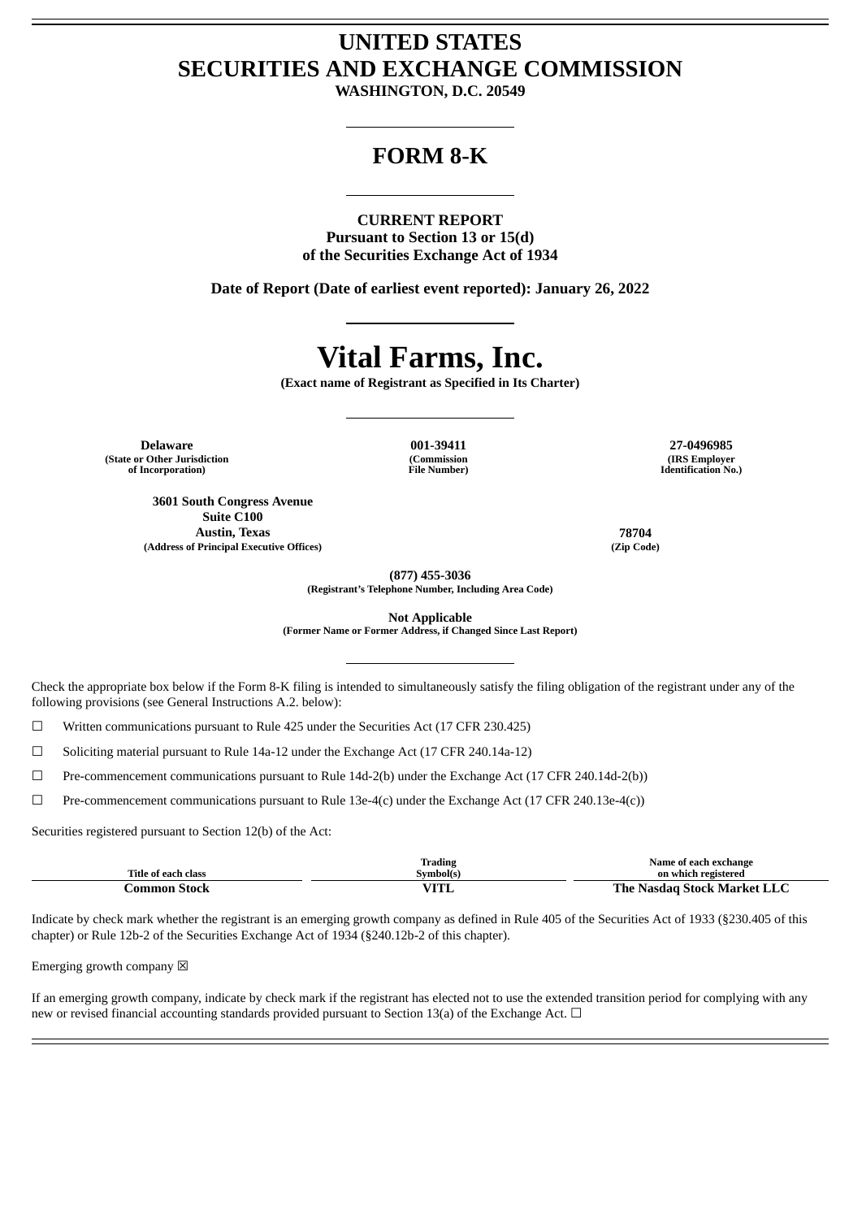# UNITED STATES
# SECURITIES AND EXCHANGE COMMISSION

**WASHINGTON, D.C. 20549**

---

# FORM 8-K

---

**CURRENT REPORT**
**Pursuant to Section 13 or 15(d)**
**of the Securities Exchange Act of 1934**

**Date of Report (Date of earliest event reported): January 26, 2022**

---

# Vital Farms, Inc.

**(Exact name of Registrant as Specified in Its Charter)**

---

| Delaware | 001-39411 | 27-0496985 |
|---|---|---|
| (State or Other Jurisdiction of Incorporation) | (Commission File Number) | (IRS Employer Identification No.) |

| 3601 South Congress Avenue Suite C100 Austin, Texas | 78704 |
|---|---|
| (Address of Principal Executive Offices) | (Zip Code) |

**(877) 455-3036**
**(Registrant's Telephone Number, Including Area Code)**

**Not Applicable**
**(Former Name or Former Address, if Changed Since Last Report)**

---

Check the appropriate box below if the Form 8-K filing is intended to simultaneously satisfy the filing obligation of the registrant under any of the following provisions (see General Instructions A.2. below):

☐ Written communications pursuant to Rule 425 under the Securities Act (17 CFR 230.425)

☐ Soliciting material pursuant to Rule 14a-12 under the Exchange Act (17 CFR 240.14a-12)

☐ Pre-commencement communications pursuant to Rule 14d-2(b) under the Exchange Act (17 CFR 240.14d-2(b))

☐ Pre-commencement communications pursuant to Rule 13e-4(c) under the Exchange Act (17 CFR 240.13e-4(c))

Securities registered pursuant to Section 12(b) of the Act:

| Title of each class | Trading Symbol(s) | Name of each exchange on which registered |
|---|---|---|
| **Common Stock** | **VITL** | **The Nasdaq Stock Market LLC** |

Indicate by check mark whether the registrant is an emerging growth company as defined in Rule 405 of the Securities Act of 1933 (§230.405 of this chapter) or Rule 12b-2 of the Securities Exchange Act of 1934 (§240.12b-2 of this chapter).

Emerging growth company ☒

If an emerging growth company, indicate by check mark if the registrant has elected not to use the extended transition period for complying with any new or revised financial accounting standards provided pursuant to Section 13(a) of the Exchange Act. ☐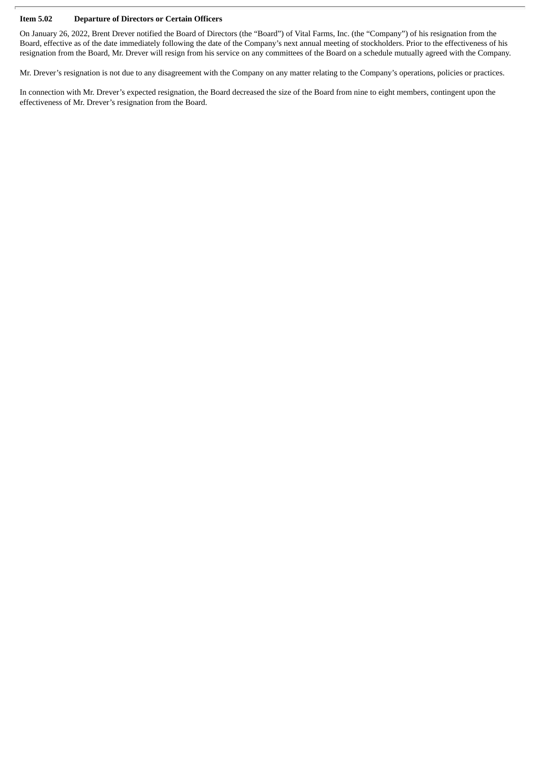**Item 5.02 Departure of Directors or Certain Officers**

On January 26, 2022, Brent Drever notified the Board of Directors (the "Board") of Vital Farms, Inc. (the "Company") of his resignation from the Board, effective as of the date immediately following the date of the Company's next annual meeting of stockholders. Prior to the effectiveness of his resignation from the Board, Mr. Drever will resign from his service on any committees of the Board on a schedule mutually agreed with the Company.

Mr. Drever's resignation is not due to any disagreement with the Company on any matter relating to the Company's operations, policies or practices.

In connection with Mr. Drever's expected resignation, the Board decreased the size of the Board from nine to eight members, contingent upon the effectiveness of Mr. Drever's resignation from the Board.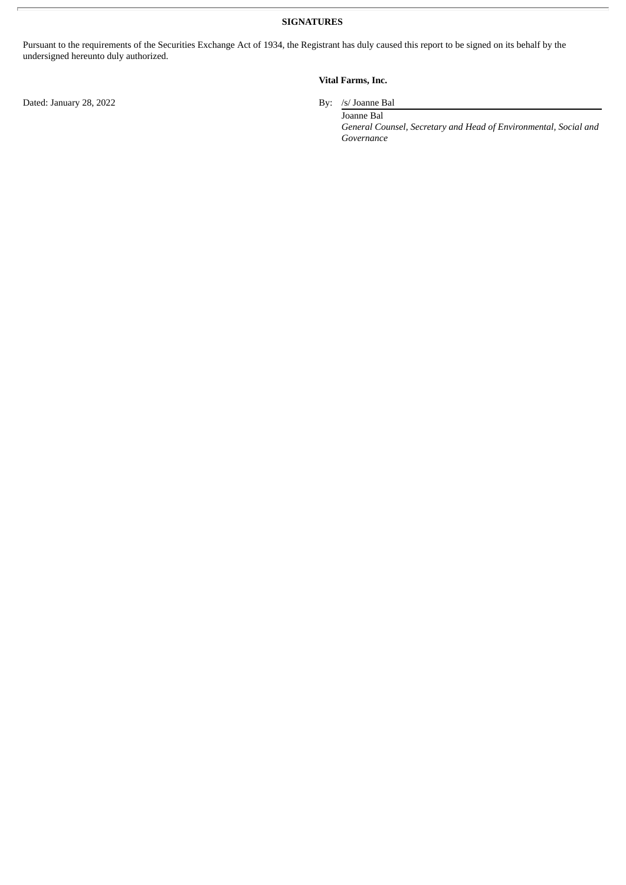**SIGNATURES**

Pursuant to the requirements of the Securities Exchange Act of 1934, the Registrant has duly caused this report to be signed on its behalf by the undersigned hereunto duly authorized.

**Vital Farms, Inc.**

Dated: January 28, 2022

By: /s/ Joanne Bal

Joanne Bal

*General Counsel, Secretary and Head of Environmental, Social and Governance*